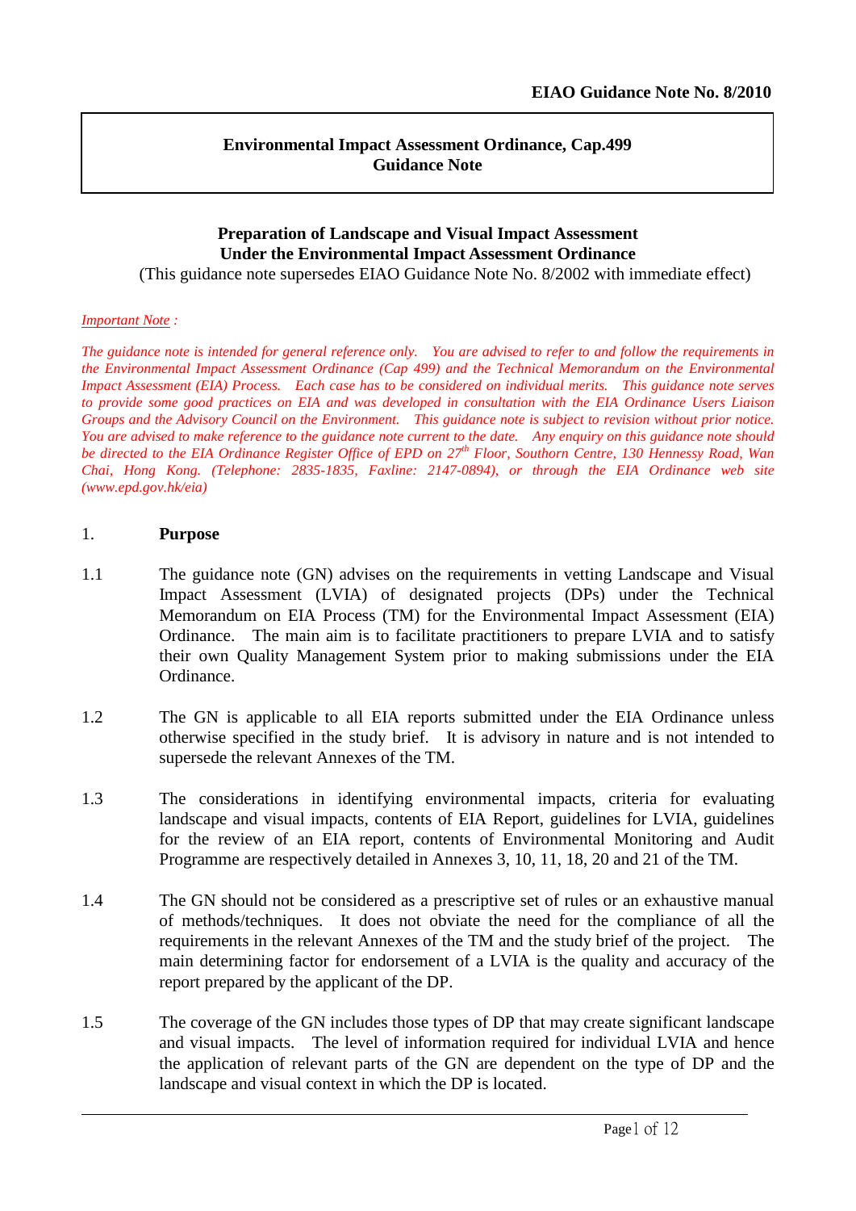**EIAO Guidance Note No. 8/2010**

**Environmental Impact Assessment Ordinance, Cap.499**
**Guidance Note**

# Preparation of Landscape and Visual Impact Assessment Under the Environmental Impact Assessment Ordinance

(This guidance note supersedes EIAO Guidance Note No. 8/2002 with immediate effect)

*Important Note :*

*The guidance note is intended for general reference only. You are advised to refer to and follow the requirements in the Environmental Impact Assessment Ordinance (Cap 499) and the Technical Memorandum on the Environmental Impact Assessment (EIA) Process. Each case has to be considered on individual merits. This guidance note serves to provide some good practices on EIA and was developed in consultation with the EIA Ordinance Users Liaison Groups and the Advisory Council on the Environment. This guidance note is subject to revision without prior notice. You are advised to make reference to the guidance note current to the date. Any enquiry on this guidance note should be directed to the EIA Ordinance Register Office of EPD on 27th Floor, Southorn Centre, 130 Hennessy Road, Wan Chai, Hong Kong. (Telephone: 2835-1835, Faxline: 2147-0894), or through the EIA Ordinance web site (www.epd.gov.hk/eia)*

## 1. Purpose

1.1 The guidance note (GN) advises on the requirements in vetting Landscape and Visual Impact Assessment (LVIA) of designated projects (DPs) under the Technical Memorandum on EIA Process (TM) for the Environmental Impact Assessment (EIA) Ordinance. The main aim is to facilitate practitioners to prepare LVIA and to satisfy their own Quality Management System prior to making submissions under the EIA Ordinance.

1.2 The GN is applicable to all EIA reports submitted under the EIA Ordinance unless otherwise specified in the study brief. It is advisory in nature and is not intended to supersede the relevant Annexes of the TM.

1.3 The considerations in identifying environmental impacts, criteria for evaluating landscape and visual impacts, contents of EIA Report, guidelines for LVIA, guidelines for the review of an EIA report, contents of Environmental Monitoring and Audit Programme are respectively detailed in Annexes 3, 10, 11, 18, 20 and 21 of the TM.

1.4 The GN should not be considered as a prescriptive set of rules or an exhaustive manual of methods/techniques. It does not obviate the need for the compliance of all the requirements in the relevant Annexes of the TM and the study brief of the project. The main determining factor for endorsement of a LVIA is the quality and accuracy of the report prepared by the applicant of the DP.

1.5 The coverage of the GN includes those types of DP that may create significant landscape and visual impacts. The level of information required for individual LVIA and hence the application of relevant parts of the GN are dependent on the type of DP and the landscape and visual context in which the DP is located.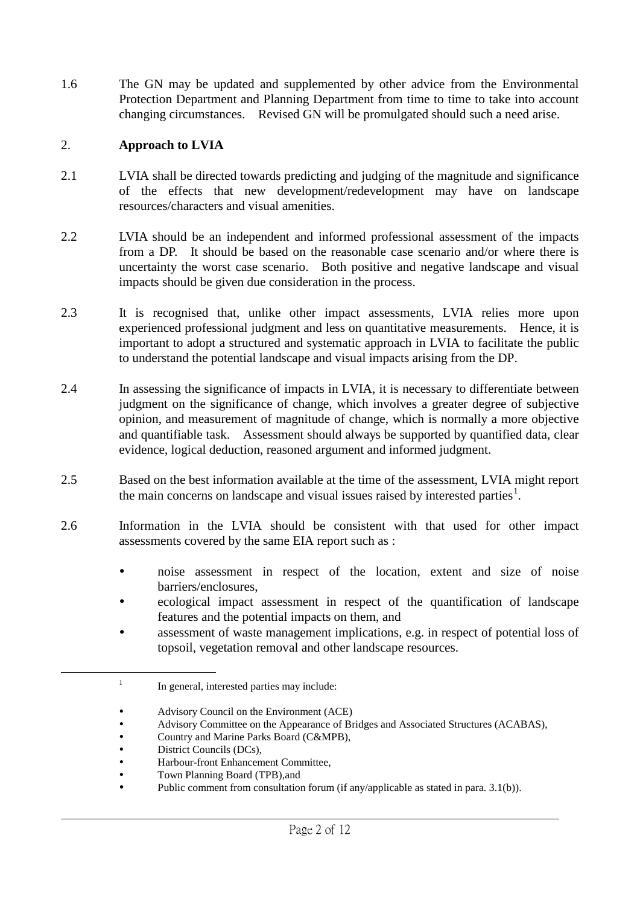1.6 The GN may be updated and supplemented by other advice from the Environmental Protection Department and Planning Department from time to time to take into account changing circumstances. Revised GN will be promulgated should such a need arise.

## 2. **Approach to LVIA**

2.1 LVIA shall be directed towards predicting and judging of the magnitude and significance of the effects that new development/redevelopment may have on landscape resources/characters and visual amenities.

2.2 LVIA should be an independent and informed professional assessment of the impacts from a DP. It should be based on the reasonable case scenario and/or where there is uncertainty the worst case scenario. Both positive and negative landscape and visual impacts should be given due consideration in the process.

2.3 It is recognised that, unlike other impact assessments, LVIA relies more upon experienced professional judgment and less on quantitative measurements. Hence, it is important to adopt a structured and systematic approach in LVIA to facilitate the public to understand the potential landscape and visual impacts arising from the DP.

2.4 In assessing the significance of impacts in LVIA, it is necessary to differentiate between judgment on the significance of change, which involves a greater degree of subjective opinion, and measurement of magnitude of change, which is normally a more objective and quantifiable task. Assessment should always be supported by quantified data, clear evidence, logical deduction, reasoned argument and informed judgment.

2.5 Based on the best information available at the time of the assessment, LVIA might report the main concerns on landscape and visual issues raised by interested parties[1].

2.6 Information in the LVIA should be consistent with that used for other impact assessments covered by the same EIA report such as :

- noise assessment in respect of the location, extent and size of noise barriers/enclosures,
- ecological impact assessment in respect of the quantification of landscape features and the potential impacts on them, and
- assessment of waste management implications, e.g. in respect of potential loss of topsoil, vegetation removal and other landscape resources.

---

[1] In general, interested parties may include:

- Advisory Council on the Environment (ACE)
- Advisory Committee on the Appearance of Bridges and Associated Structures (ACABAS),
- Country and Marine Parks Board (C&MPB),
- District Councils (DCs),
- Harbour-front Enhancement Committee,
- Town Planning Board (TPB),and
- Public comment from consultation forum (if any/applicable as stated in para. 3.1(b)).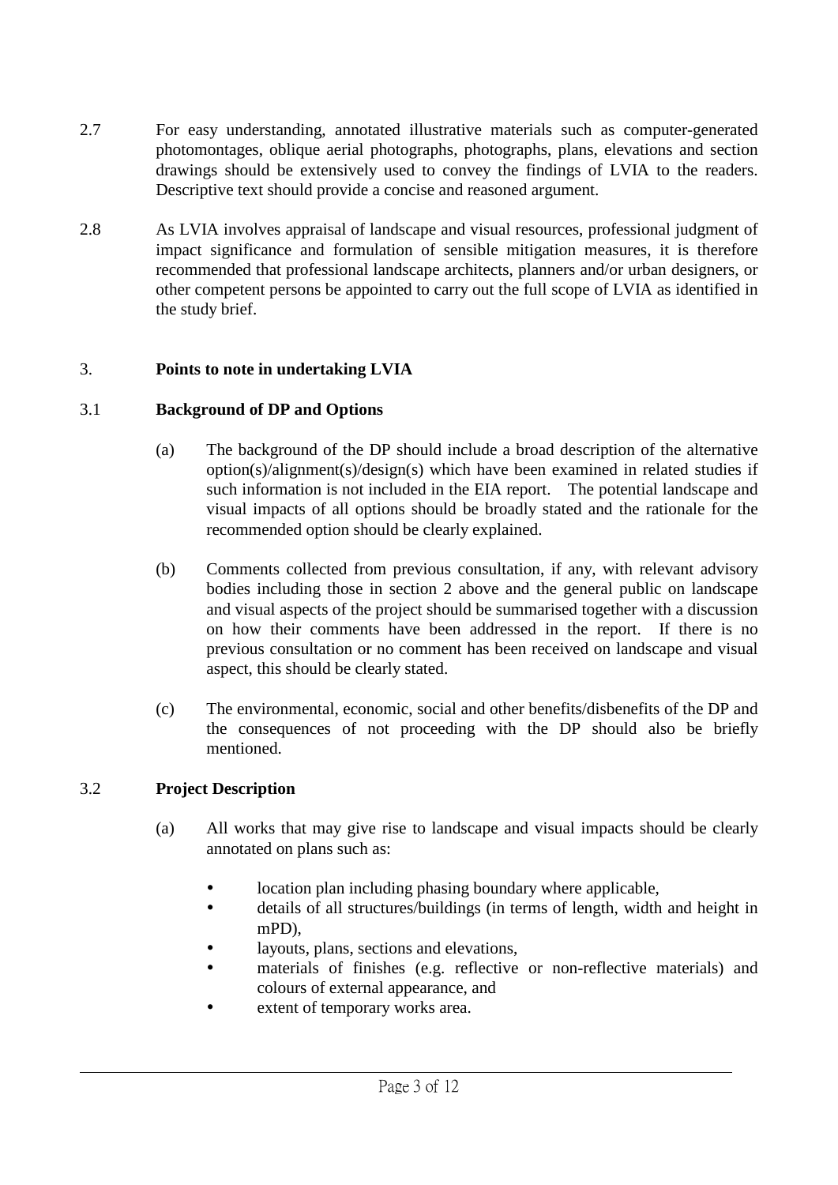2.7 For easy understanding, annotated illustrative materials such as computer-generated photomontages, oblique aerial photographs, photographs, plans, elevations and section drawings should be extensively used to convey the findings of LVIA to the readers. Descriptive text should provide a concise and reasoned argument.

2.8 As LVIA involves appraisal of landscape and visual resources, professional judgment of impact significance and formulation of sensible mitigation measures, it is therefore recommended that professional landscape architects, planners and/or urban designers, or other competent persons be appointed to carry out the full scope of LVIA as identified in the study brief.

## 3. Points to note in undertaking LVIA

### 3.1 Background of DP and Options

(a) The background of the DP should include a broad description of the alternative option(s)/alignment(s)/design(s) which have been examined in related studies if such information is not included in the EIA report. The potential landscape and visual impacts of all options should be broadly stated and the rationale for the recommended option should be clearly explained.

(b) Comments collected from previous consultation, if any, with relevant advisory bodies including those in section 2 above and the general public on landscape and visual aspects of the project should be summarised together with a discussion on how their comments have been addressed in the report. If there is no previous consultation or no comment has been received on landscape and visual aspect, this should be clearly stated.

(c) The environmental, economic, social and other benefits/disbenefits of the DP and the consequences of not proceeding with the DP should also be briefly mentioned.

### 3.2 Project Description

(a) All works that may give rise to landscape and visual impacts should be clearly annotated on plans such as:

- location plan including phasing boundary where applicable,
- details of all structures/buildings (in terms of length, width and height in mPD),
- layouts, plans, sections and elevations,
- materials of finishes (e.g. reflective or non-reflective materials) and colours of external appearance, and
- extent of temporary works area.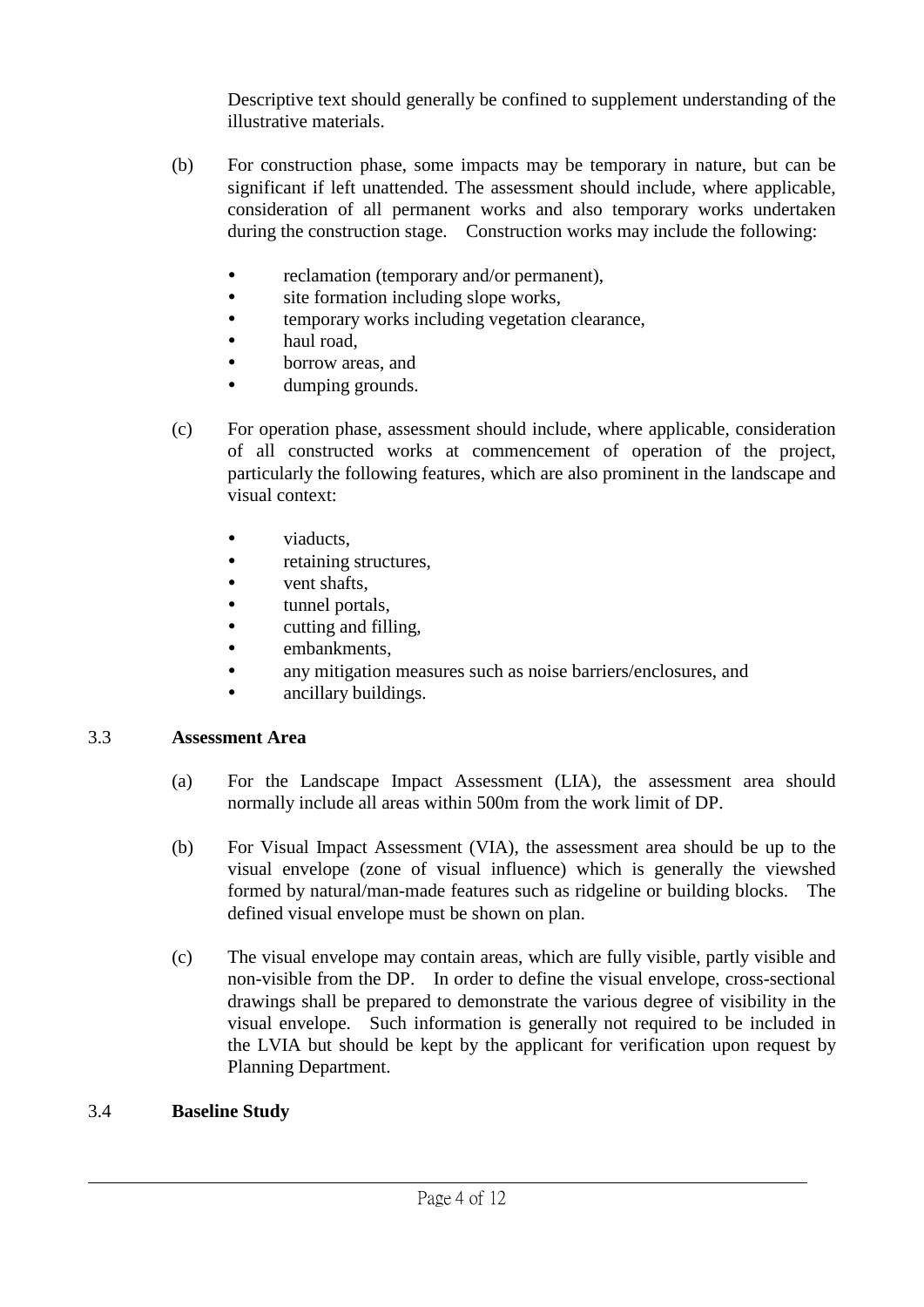Descriptive text should generally be confined to supplement understanding of the illustrative materials.

(b) For construction phase, some impacts may be temporary in nature, but can be significant if left unattended. The assessment should include, where applicable, consideration of all permanent works and also temporary works undertaken during the construction stage. Construction works may include the following:

- reclamation (temporary and/or permanent),
- site formation including slope works,
- temporary works including vegetation clearance,
- haul road,
- borrow areas, and
- dumping grounds.

(c) For operation phase, assessment should include, where applicable, consideration of all constructed works at commencement of operation of the project, particularly the following features, which are also prominent in the landscape and visual context:

- viaducts,
- retaining structures,
- vent shafts,
- tunnel portals,
- cutting and filling,
- embankments,
- any mitigation measures such as noise barriers/enclosures, and
- ancillary buildings.

## 3.3 Assessment Area

(a) For the Landscape Impact Assessment (LIA), the assessment area should normally include all areas within 500m from the work limit of DP.

(b) For Visual Impact Assessment (VIA), the assessment area should be up to the visual envelope (zone of visual influence) which is generally the viewshed formed by natural/man-made features such as ridgeline or building blocks. The defined visual envelope must be shown on plan.

(c) The visual envelope may contain areas, which are fully visible, partly visible and non-visible from the DP. In order to define the visual envelope, cross-sectional drawings shall be prepared to demonstrate the various degree of visibility in the visual envelope. Such information is generally not required to be included in the LVIA but should be kept by the applicant for verification upon request by Planning Department.

## 3.4 Baseline Study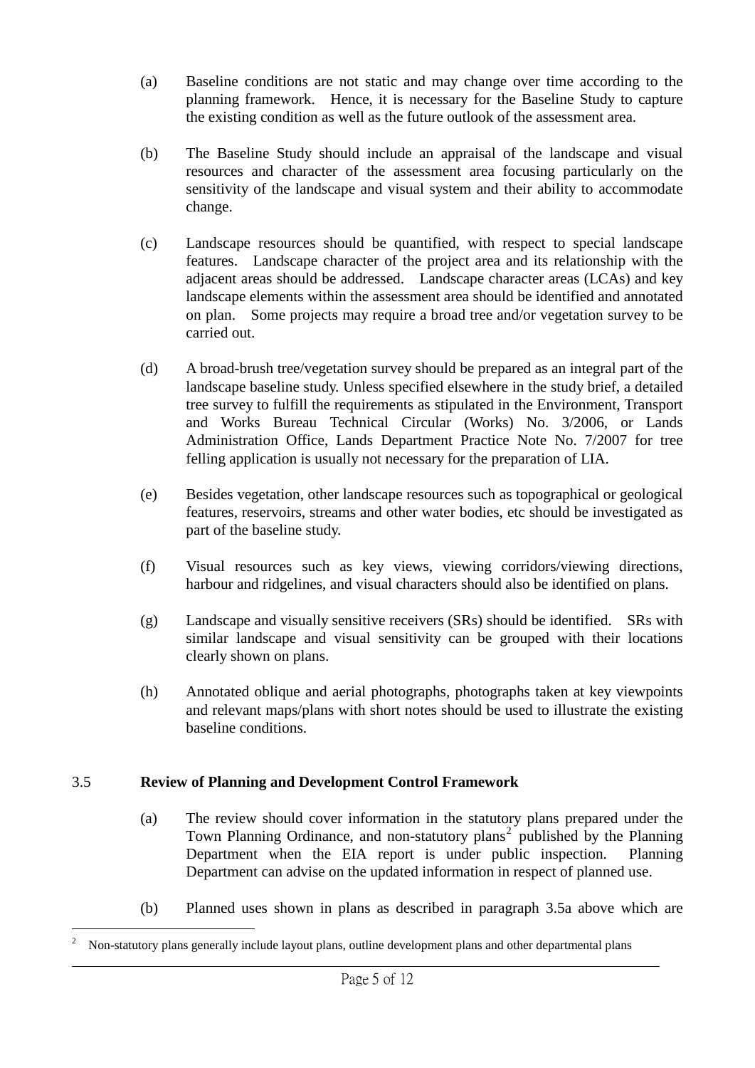(a) Baseline conditions are not static and may change over time according to the planning framework. Hence, it is necessary for the Baseline Study to capture the existing condition as well as the future outlook of the assessment area.

(b) The Baseline Study should include an appraisal of the landscape and visual resources and character of the assessment area focusing particularly on the sensitivity of the landscape and visual system and their ability to accommodate change.

(c) Landscape resources should be quantified, with respect to special landscape features. Landscape character of the project area and its relationship with the adjacent areas should be addressed. Landscape character areas (LCAs) and key landscape elements within the assessment area should be identified and annotated on plan. Some projects may require a broad tree and/or vegetation survey to be carried out.

(d) A broad-brush tree/vegetation survey should be prepared as an integral part of the landscape baseline study. Unless specified elsewhere in the study brief, a detailed tree survey to fulfill the requirements as stipulated in the Environment, Transport and Works Bureau Technical Circular (Works) No. 3/2006, or Lands Administration Office, Lands Department Practice Note No. 7/2007 for tree felling application is usually not necessary for the preparation of LIA.

(e) Besides vegetation, other landscape resources such as topographical or geological features, reservoirs, streams and other water bodies, etc should be investigated as part of the baseline study.

(f) Visual resources such as key views, viewing corridors/viewing directions, harbour and ridgelines, and visual characters should also be identified on plans.

(g) Landscape and visually sensitive receivers (SRs) should be identified. SRs with similar landscape and visual sensitivity can be grouped with their locations clearly shown on plans.

(h) Annotated oblique and aerial photographs, photographs taken at key viewpoints and relevant maps/plans with short notes should be used to illustrate the existing baseline conditions.

### 3.5 Review of Planning and Development Control Framework

(a) The review should cover information in the statutory plans prepared under the Town Planning Ordinance, and non-statutory plans[2] published by the Planning Department when the EIA report is under public inspection. Planning Department can advise on the updated information in respect of planned use.

(b) Planned uses shown in plans as described in paragraph 3.5a above which are

---

[2] Non-statutory plans generally include layout plans, outline development plans and other departmental plans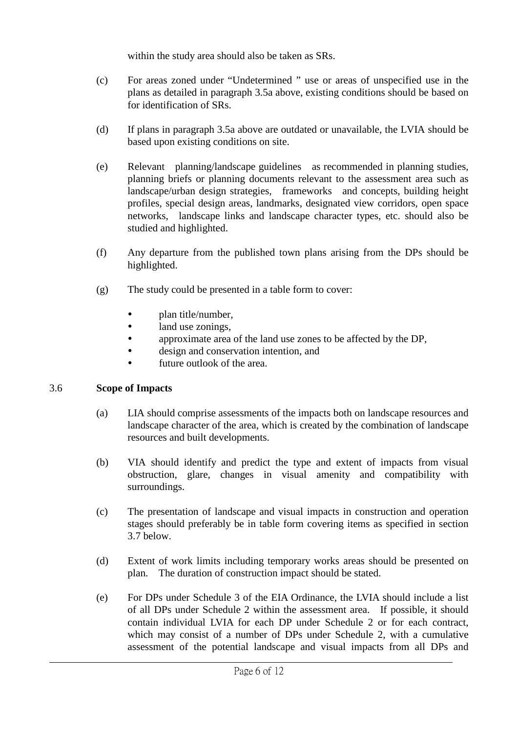within the study area should also be taken as SRs.

(c) For areas zoned under "Undetermined " use or areas of unspecified use in the plans as detailed in paragraph 3.5a above, existing conditions should be based on for identification of SRs.

(d) If plans in paragraph 3.5a above are outdated or unavailable, the LVIA should be based upon existing conditions on site.

(e) Relevant planning/landscape guidelines as recommended in planning studies, planning briefs or planning documents relevant to the assessment area such as landscape/urban design strategies, frameworks and concepts, building height profiles, special design areas, landmarks, designated view corridors, open space networks, landscape links and landscape character types, etc. should also be studied and highlighted.

(f) Any departure from the published town plans arising from the DPs should be highlighted.

(g) The study could be presented in a table form to cover:

- plan title/number,
- land use zonings,
- approximate area of the land use zones to be affected by the DP,
- design and conservation intention, and
- future outlook of the area.

## 3.6 Scope of Impacts

(a) LIA should comprise assessments of the impacts both on landscape resources and landscape character of the area, which is created by the combination of landscape resources and built developments.

(b) VIA should identify and predict the type and extent of impacts from visual obstruction, glare, changes in visual amenity and compatibility with surroundings.

(c) The presentation of landscape and visual impacts in construction and operation stages should preferably be in table form covering items as specified in section 3.7 below.

(d) Extent of work limits including temporary works areas should be presented on plan. The duration of construction impact should be stated.

(e) For DPs under Schedule 3 of the EIA Ordinance, the LVIA should include a list of all DPs under Schedule 2 within the assessment area. If possible, it should contain individual LVIA for each DP under Schedule 2 or for each contract, which may consist of a number of DPs under Schedule 2, with a cumulative assessment of the potential landscape and visual impacts from all DPs and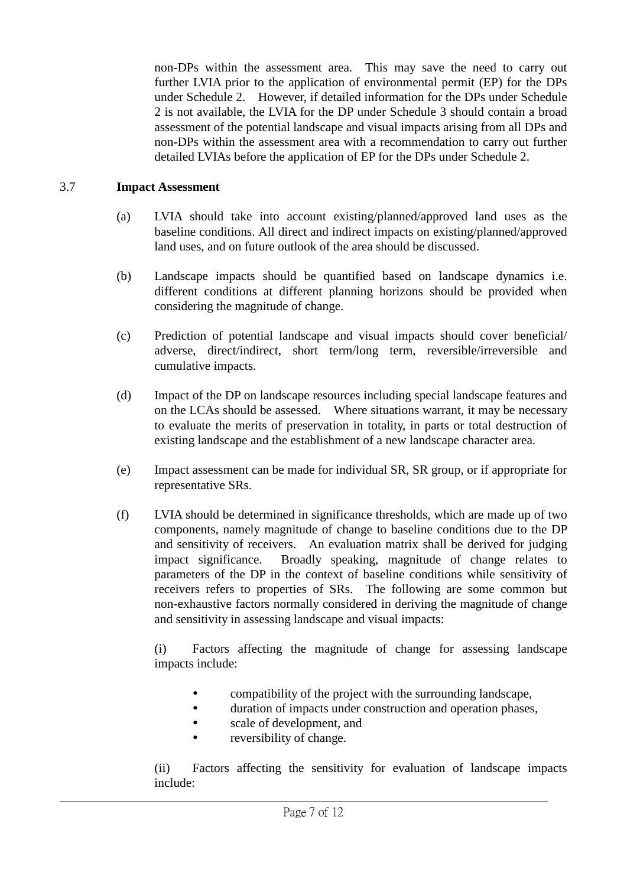non-DPs within the assessment area. This may save the need to carry out further LVIA prior to the application of environmental permit (EP) for the DPs under Schedule 2. However, if detailed information for the DPs under Schedule 2 is not available, the LVIA for the DP under Schedule 3 should contain a broad assessment of the potential landscape and visual impacts arising from all DPs and non-DPs within the assessment area with a recommendation to carry out further detailed LVIAs before the application of EP for the DPs under Schedule 2.

## 3.7 Impact Assessment

(a) LVIA should take into account existing/planned/approved land uses as the baseline conditions. All direct and indirect impacts on existing/planned/approved land uses, and on future outlook of the area should be discussed.

(b) Landscape impacts should be quantified based on landscape dynamics i.e. different conditions at different planning horizons should be provided when considering the magnitude of change.

(c) Prediction of potential landscape and visual impacts should cover beneficial/ adverse, direct/indirect, short term/long term, reversible/irreversible and cumulative impacts.

(d) Impact of the DP on landscape resources including special landscape features and on the LCAs should be assessed. Where situations warrant, it may be necessary to evaluate the merits of preservation in totality, in parts or total destruction of existing landscape and the establishment of a new landscape character area.

(e) Impact assessment can be made for individual SR, SR group, or if appropriate for representative SRs.

(f) LVIA should be determined in significance thresholds, which are made up of two components, namely magnitude of change to baseline conditions due to the DP and sensitivity of receivers. An evaluation matrix shall be derived for judging impact significance. Broadly speaking, magnitude of change relates to parameters of the DP in the context of baseline conditions while sensitivity of receivers refers to properties of SRs. The following are some common but non-exhaustive factors normally considered in deriving the magnitude of change and sensitivity in assessing landscape and visual impacts:

(i) Factors affecting the magnitude of change for assessing landscape impacts include:

- compatibility of the project with the surrounding landscape,
- duration of impacts under construction and operation phases,
- scale of development, and
- reversibility of change.

(ii) Factors affecting the sensitivity for evaluation of landscape impacts include: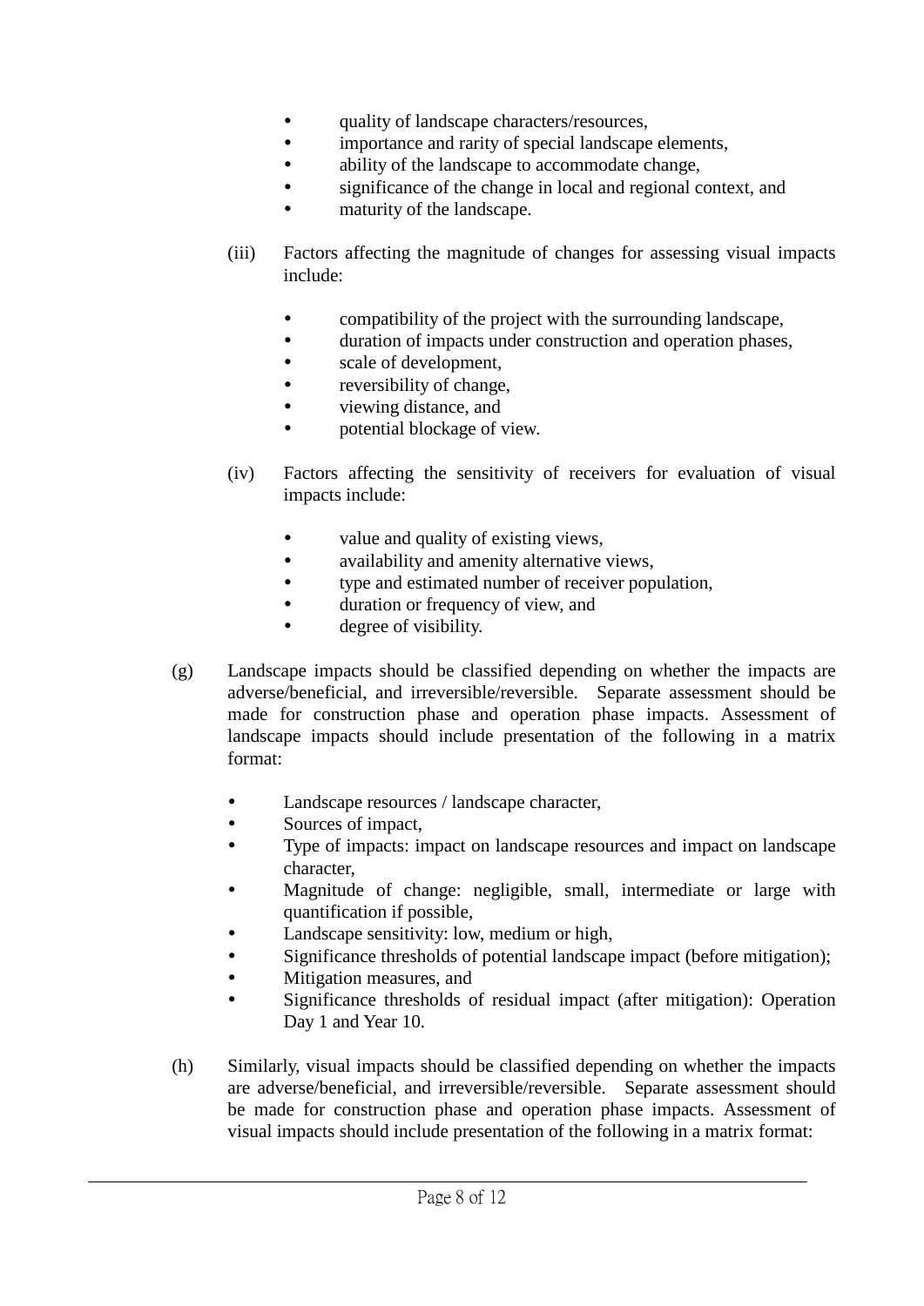- quality of landscape characters/resources,
- importance and rarity of special landscape elements,
- ability of the landscape to accommodate change,
- significance of the change in local and regional context, and
- maturity of the landscape.

(iii) Factors affecting the magnitude of changes for assessing visual impacts include:

- compatibility of the project with the surrounding landscape,
- duration of impacts under construction and operation phases,
- scale of development,
- reversibility of change,
- viewing distance, and
- potential blockage of view.

(iv) Factors affecting the sensitivity of receivers for evaluation of visual impacts include:

- value and quality of existing views,
- availability and amenity alternative views,
- type and estimated number of receiver population,
- duration or frequency of view, and
- degree of visibility.

(g) Landscape impacts should be classified depending on whether the impacts are adverse/beneficial, and irreversible/reversible. Separate assessment should be made for construction phase and operation phase impacts. Assessment of landscape impacts should include presentation of the following in a matrix format:

- Landscape resources / landscape character,
- Sources of impact,
- Type of impacts: impact on landscape resources and impact on landscape character,
- Magnitude of change: negligible, small, intermediate or large with quantification if possible,
- Landscape sensitivity: low, medium or high,
- Significance thresholds of potential landscape impact (before mitigation);
- Mitigation measures, and
- Significance thresholds of residual impact (after mitigation): Operation Day 1 and Year 10.

(h) Similarly, visual impacts should be classified depending on whether the impacts are adverse/beneficial, and irreversible/reversible. Separate assessment should be made for construction phase and operation phase impacts. Assessment of visual impacts should include presentation of the following in a matrix format: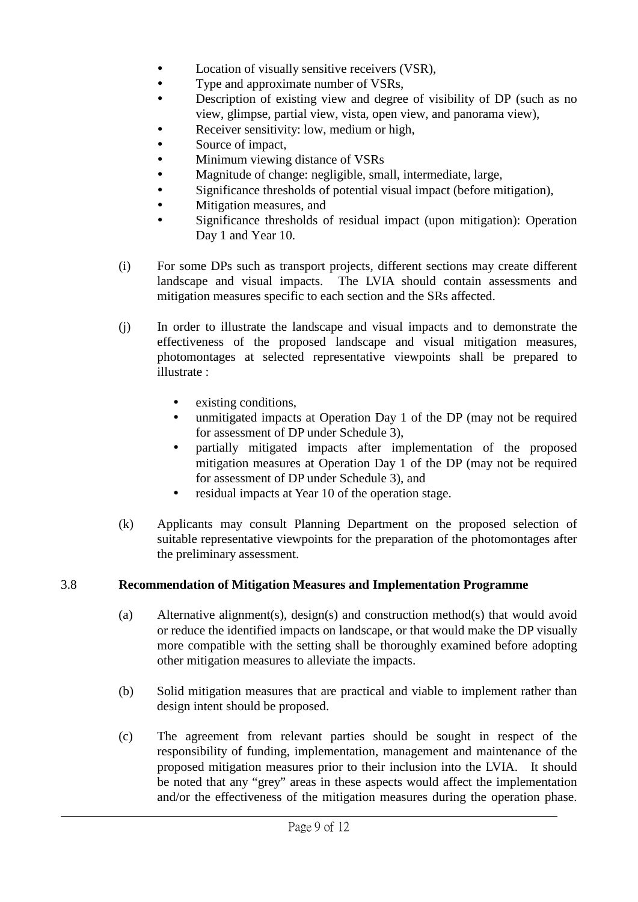- Location of visually sensitive receivers (VSR),
- Type and approximate number of VSRs,
- Description of existing view and degree of visibility of DP (such as no view, glimpse, partial view, vista, open view, and panorama view),
- Receiver sensitivity: low, medium or high,
- Source of impact,
- Minimum viewing distance of VSRs
- Magnitude of change: negligible, small, intermediate, large,
- Significance thresholds of potential visual impact (before mitigation),
- Mitigation measures, and
- Significance thresholds of residual impact (upon mitigation): Operation Day 1 and Year 10.

(i) For some DPs such as transport projects, different sections may create different landscape and visual impacts. The LVIA should contain assessments and mitigation measures specific to each section and the SRs affected.

(j) In order to illustrate the landscape and visual impacts and to demonstrate the effectiveness of the proposed landscape and visual mitigation measures, photomontages at selected representative viewpoints shall be prepared to illustrate :

- existing conditions,
- unmitigated impacts at Operation Day 1 of the DP (may not be required for assessment of DP under Schedule 3),
- partially mitigated impacts after implementation of the proposed mitigation measures at Operation Day 1 of the DP (may not be required for assessment of DP under Schedule 3), and
- residual impacts at Year 10 of the operation stage.

(k) Applicants may consult Planning Department on the proposed selection of suitable representative viewpoints for the preparation of the photomontages after the preliminary assessment.

## 3.8 Recommendation of Mitigation Measures and Implementation Programme

(a) Alternative alignment(s), design(s) and construction method(s) that would avoid or reduce the identified impacts on landscape, or that would make the DP visually more compatible with the setting shall be thoroughly examined before adopting other mitigation measures to alleviate the impacts.

(b) Solid mitigation measures that are practical and viable to implement rather than design intent should be proposed.

(c) The agreement from relevant parties should be sought in respect of the responsibility of funding, implementation, management and maintenance of the proposed mitigation measures prior to their inclusion into the LVIA. It should be noted that any "grey" areas in these aspects would affect the implementation and/or the effectiveness of the mitigation measures during the operation phase.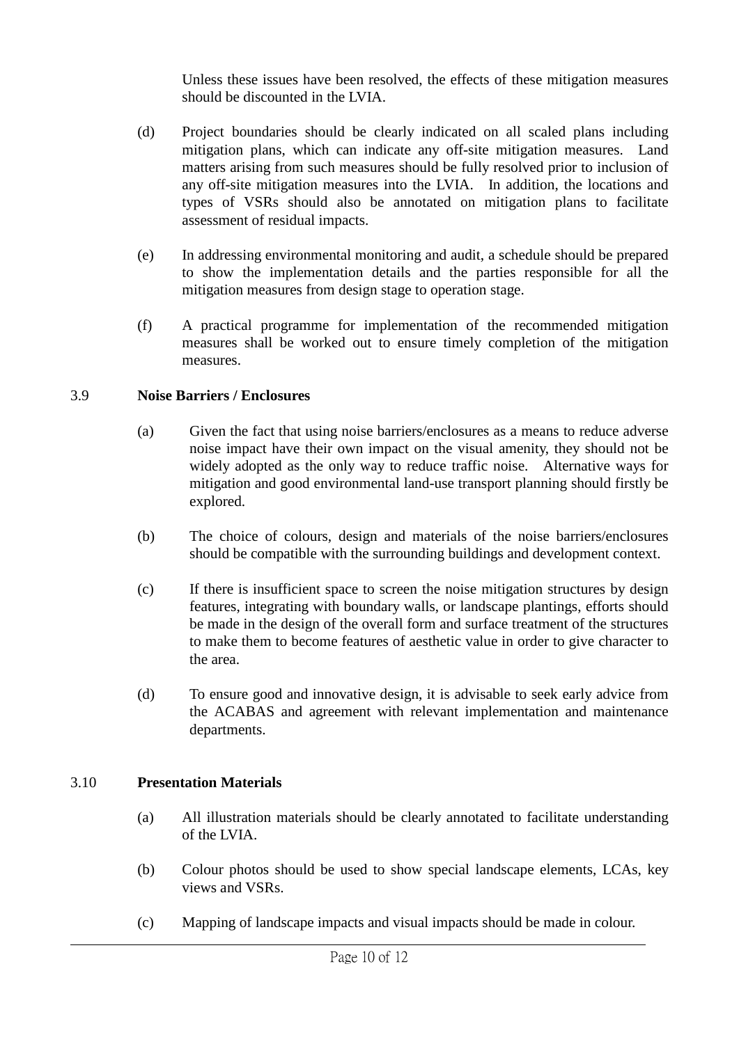Unless these issues have been resolved, the effects of these mitigation measures should be discounted in the LVIA.

(d) Project boundaries should be clearly indicated on all scaled plans including mitigation plans, which can indicate any off-site mitigation measures. Land matters arising from such measures should be fully resolved prior to inclusion of any off-site mitigation measures into the LVIA. In addition, the locations and types of VSRs should also be annotated on mitigation plans to facilitate assessment of residual impacts.

(e) In addressing environmental monitoring and audit, a schedule should be prepared to show the implementation details and the parties responsible for all the mitigation measures from design stage to operation stage.

(f) A practical programme for implementation of the recommended mitigation measures shall be worked out to ensure timely completion of the mitigation measures.

3.9 **Noise Barriers / Enclosures**

(a) Given the fact that using noise barriers/enclosures as a means to reduce adverse noise impact have their own impact on the visual amenity, they should not be widely adopted as the only way to reduce traffic noise. Alternative ways for mitigation and good environmental land-use transport planning should firstly be explored.

(b) The choice of colours, design and materials of the noise barriers/enclosures should be compatible with the surrounding buildings and development context.

(c) If there is insufficient space to screen the noise mitigation structures by design features, integrating with boundary walls, or landscape plantings, efforts should be made in the design of the overall form and surface treatment of the structures to make them to become features of aesthetic value in order to give character to the area.

(d) To ensure good and innovative design, it is advisable to seek early advice from the ACABAS and agreement with relevant implementation and maintenance departments.

3.10 **Presentation Materials**

(a) All illustration materials should be clearly annotated to facilitate understanding of the LVIA.

(b) Colour photos should be used to show special landscape elements, LCAs, key views and VSRs.

(c) Mapping of landscape impacts and visual impacts should be made in colour.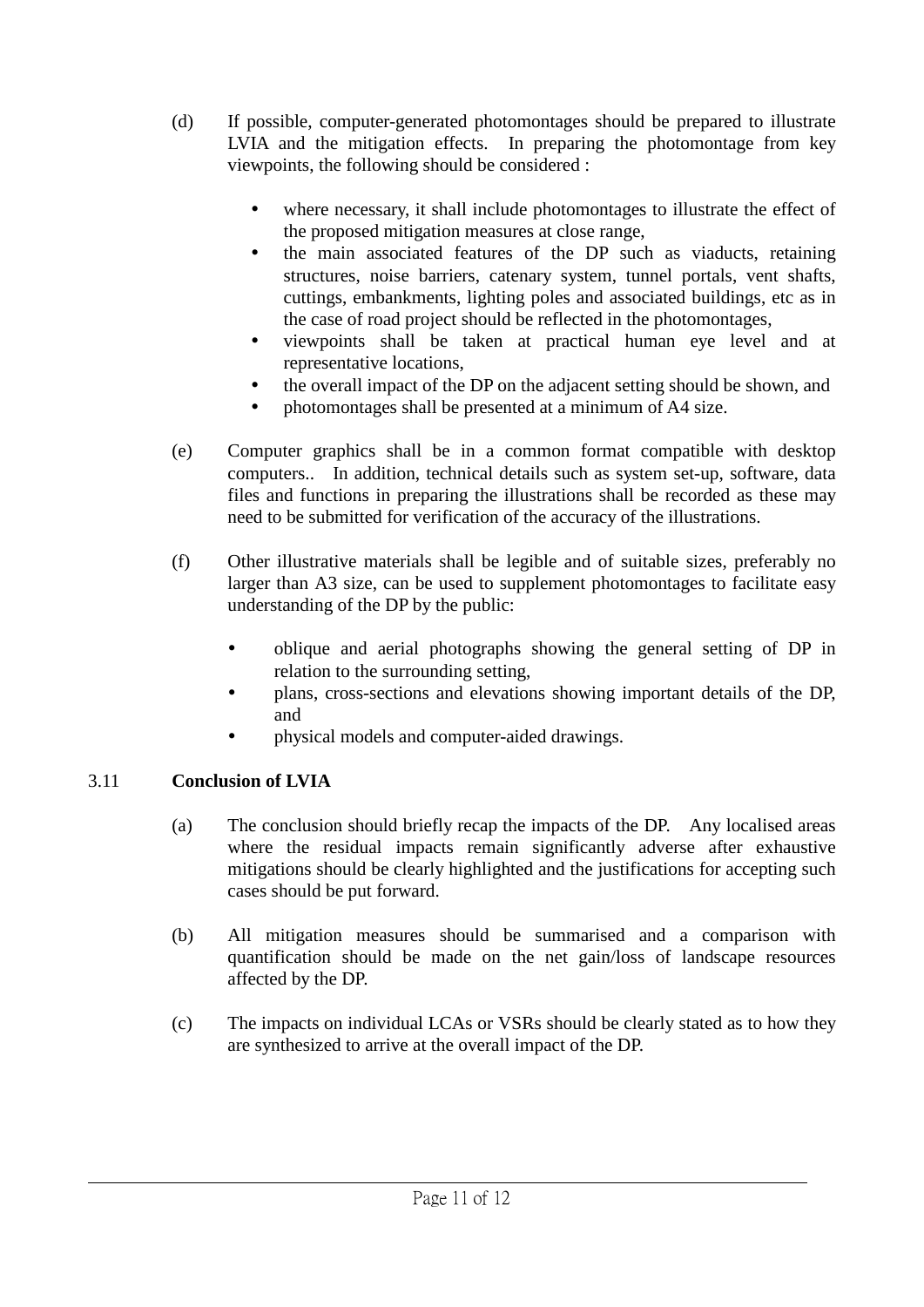(d) If possible, computer-generated photomontages should be prepared to illustrate LVIA and the mitigation effects. In preparing the photomontage from key viewpoints, the following should be considered :

- where necessary, it shall include photomontages to illustrate the effect of the proposed mitigation measures at close range,
- the main associated features of the DP such as viaducts, retaining structures, noise barriers, catenary system, tunnel portals, vent shafts, cuttings, embankments, lighting poles and associated buildings, etc as in the case of road project should be reflected in the photomontages,
- viewpoints shall be taken at practical human eye level and at representative locations,
- the overall impact of the DP on the adjacent setting should be shown, and
- photomontages shall be presented at a minimum of A4 size.

(e) Computer graphics shall be in a common format compatible with desktop computers.. In addition, technical details such as system set-up, software, data files and functions in preparing the illustrations shall be recorded as these may need to be submitted for verification of the accuracy of the illustrations.

(f) Other illustrative materials shall be legible and of suitable sizes, preferably no larger than A3 size, can be used to supplement photomontages to facilitate easy understanding of the DP by the public:

- oblique and aerial photographs showing the general setting of DP in relation to the surrounding setting,
- plans, cross-sections and elevations showing important details of the DP, and
- physical models and computer-aided drawings.

3.11 **Conclusion of LVIA**

(a) The conclusion should briefly recap the impacts of the DP. Any localised areas where the residual impacts remain significantly adverse after exhaustive mitigations should be clearly highlighted and the justifications for accepting such cases should be put forward.

(b) All mitigation measures should be summarised and a comparison with quantification should be made on the net gain/loss of landscape resources affected by the DP.

(c) The impacts on individual LCAs or VSRs should be clearly stated as to how they are synthesized to arrive at the overall impact of the DP.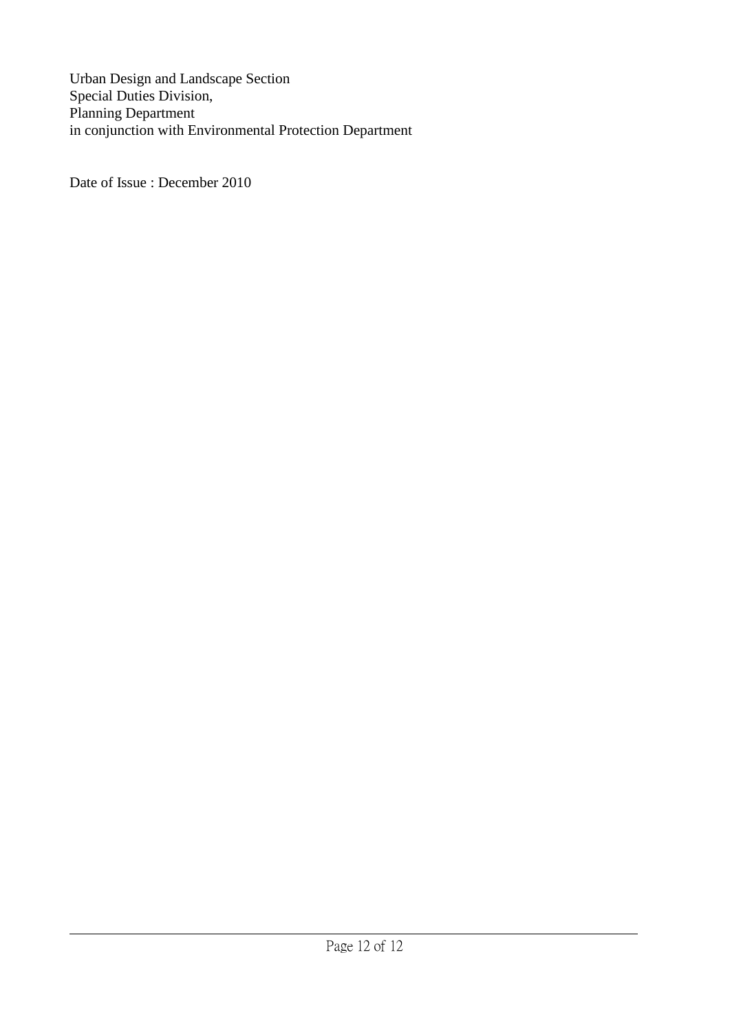Urban Design and Landscape Section
Special Duties Division,
Planning Department
in conjunction with Environmental Protection Department

Date of Issue : December 2010